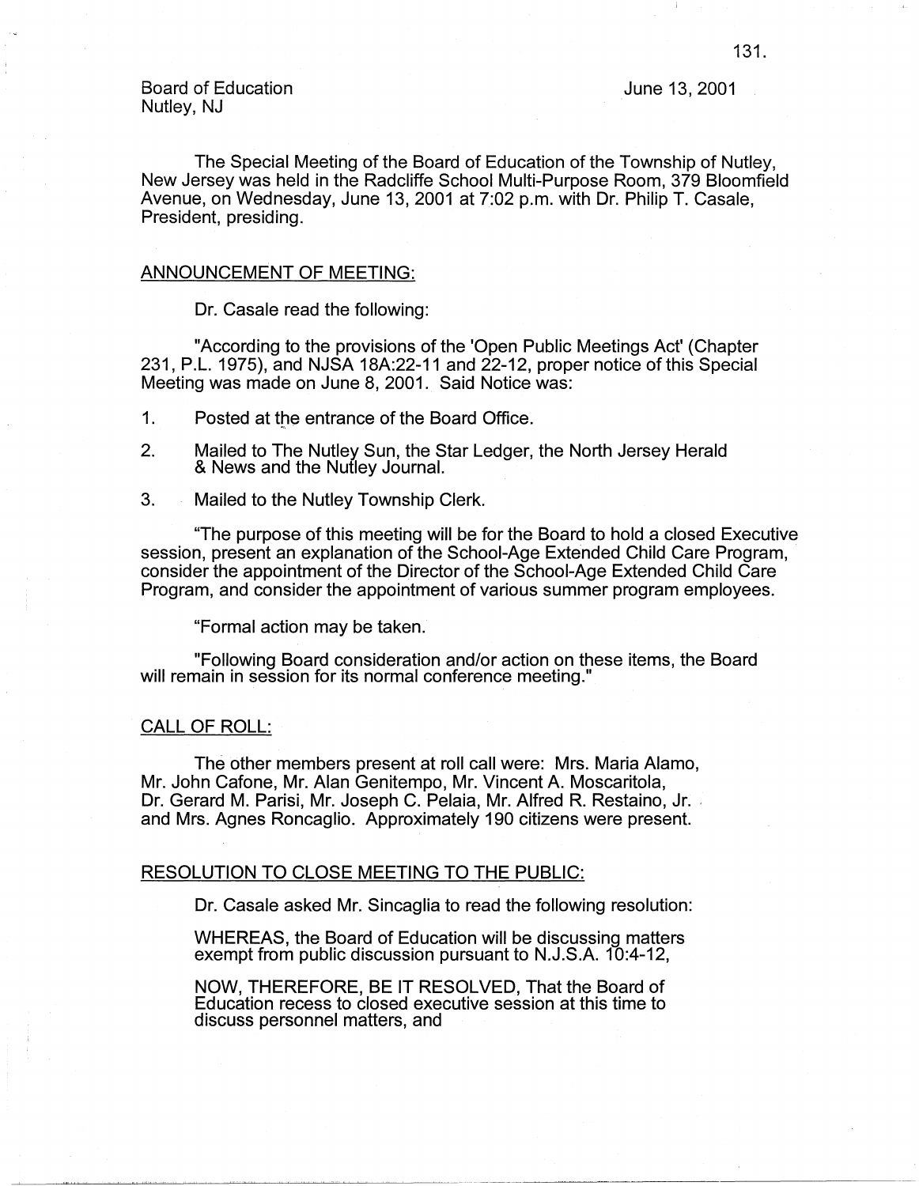Board of Education
Nutley, NJ

June 13, 2001

The Special Meeting of the Board of Education of the Township of Nutley, New Jersey was held in the Radcliffe School Multi-Purpose Room, 379 Bloomfield Avenue, on Wednesday, June 13, 2001 at 7:02 p.m. with Dr. Philip T. Casale, President, presiding.

## ANNOUNCEMENT OF MEETING:

Dr. Casale read the following:

"According to the provisions of the 'Open Public Meetings Act' (Chapter 231, P.L. 1975), and NJSA 18A:22-11 and 22-12, proper notice of this Special Meeting was made on June 8, 2001. Said Notice was:

1. Posted at the entrance of the Board Office.
2. Mailed to The Nutley Sun, the Star Ledger, the North Jersey Herald & News and the Nutley Journal.
3. Mailed to the Nutley Township Clerk.

"The purpose of this meeting will be for the Board to hold a closed Executive session, present an explanation of the School-Age Extended Child Care Program, consider the appointment of the Director of the School-Age Extended Child Care Program, and consider the appointment of various summer program employees.

"Formal action may be taken.

"Following Board consideration and/or action on these items, the Board will remain in session for its normal conference meeting."

## CALL OF ROLL:

The other members present at roll call were: Mrs. Maria Alamo, Mr. John Cafone, Mr. Alan Genitempo, Mr. Vincent A. Moscaritola, Dr. Gerard M. Parisi, Mr. Joseph C. Pelaia, Mr. Alfred R. Restaino, Jr. and Mrs. Agnes Roncaglio. Approximately 190 citizens were present.

## RESOLUTION TO CLOSE MEETING TO THE PUBLIC:

Dr. Casale asked Mr. Sincaglia to read the following resolution:

WHEREAS, the Board of Education will be discussing matters exempt from public discussion pursuant to N.J.S.A. 10:4-12,

NOW, THEREFORE, BE IT RESOLVED, That the Board of Education recess to closed executive session at this time to discuss personnel matters, and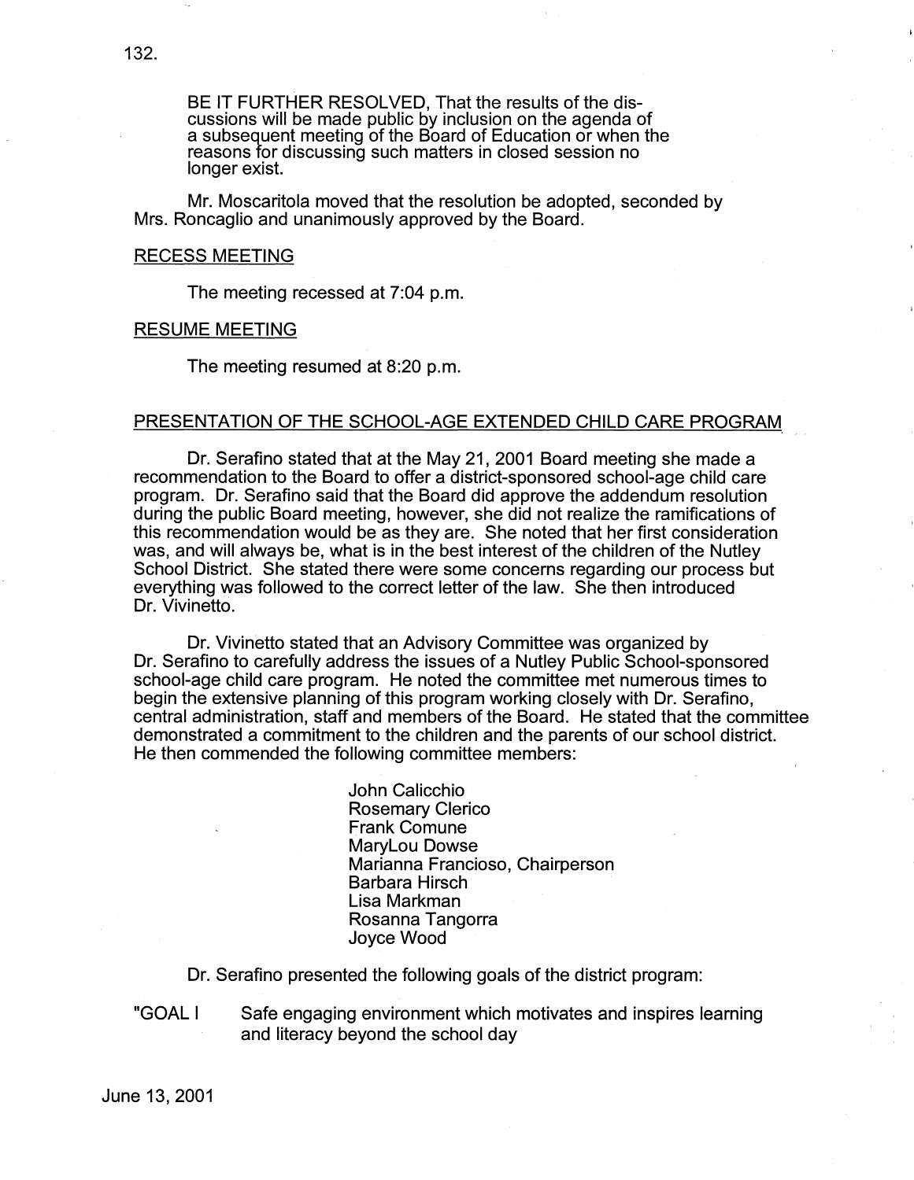BE IT FURTHER RESOLVED, That the results of the discussions will be made public by inclusion on the agenda of a subsequent meeting of the Board of Education or when the reasons for discussing such matters in closed session no longer exist.

Mr. Moscaritola moved that the resolution be adopted, seconded by Mrs. Roncaglio and unanimously approved by the Board.

## RECESS MEETING

The meeting recessed at 7:04 p.m.

## RESUME MEETING

The meeting resumed at 8:20 p.m.

## PRESENTATION OF THE SCHOOL-AGE EXTENDED CHILD CARE PROGRAM

Dr. Serafino stated that at the May 21, 2001 Board meeting she made a recommendation to the Board to offer a district-sponsored school-age child care program. Dr. Serafino said that the Board did approve the addendum resolution during the public Board meeting, however, she did not realize the ramifications of this recommendation would be as they are. She noted that her first consideration was, and will always be, what is in the best interest of the children of the Nutley School District. She stated there were some concerns regarding our process but everything was followed to the correct letter of the law. She then introduced Dr. Vivinetto.

Dr. Vivinetto stated that an Advisory Committee was organized by Dr. Serafino to carefully address the issues of a Nutley Public School-sponsored school-age child care program. He noted the committee met numerous times to begin the extensive planning of this program working closely with Dr. Serafino, central administration, staff and members of the Board. He stated that the committee demonstrated a commitment to the children and the parents of our school district. He then commended the following committee members:

John Calicchio
Rosemary Clerico
Frank Comune
MaryLou Dowse
Marianna Francioso, Chairperson
Barbara Hirsch
Lisa Markman
Rosanna Tangorra
Joyce Wood

Dr. Serafino presented the following goals of the district program:

"GOAL I Safe engaging environment which motivates and inspires learning and literacy beyond the school day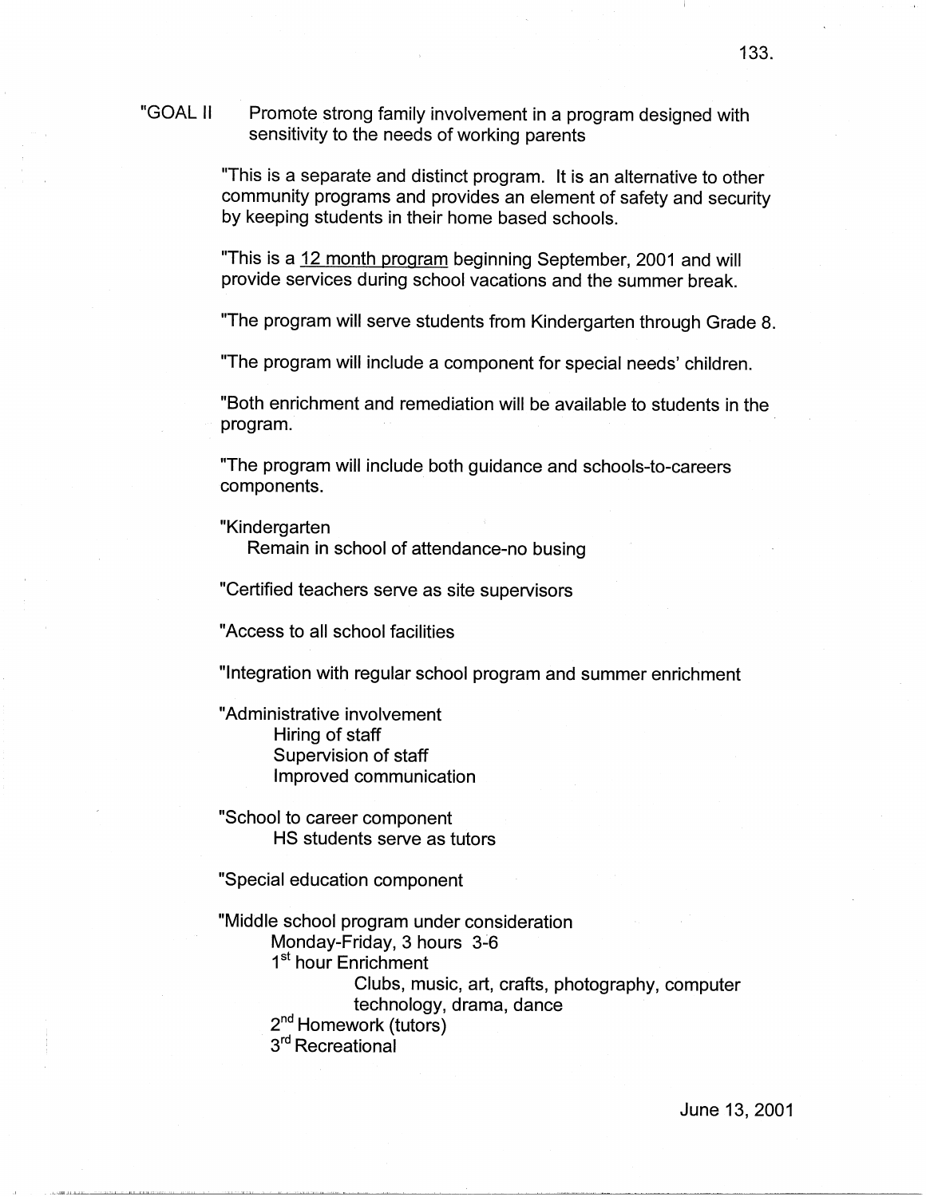"GOAL II Promote strong family involvement in a program designed with sensitivity to the needs of working parents

"This is a separate and distinct program. It is an alternative to other community programs and provides an element of safety and security by keeping students in their home based schools.

"This is a <u>12 month program</u> beginning September, 2001 and will provide services during school vacations and the summer break.

"The program will serve students from Kindergarten through Grade 8.

"The program will include a component for special needs' children.

"Both enrichment and remediation will be available to students in the program.

"The program will include both guidance and schools-to-careers components.

"Kindergarten
Remain in school of attendance-no busing

"Certified teachers serve as site supervisors

"Access to all school facilities

"Integration with regular school program and summer enrichment

"Administrative involvement
- Hiring of staff
- Supervision of staff
- Improved communication

"School to career component
- HS students serve as tutors

"Special education component

"Middle school program under consideration
- Monday-Friday, 3 hours 3-6
- 1st hour Enrichment
  - Clubs, music, art, crafts, photography, computer technology, drama, dance
- 2nd Homework (tutors)
- 3rd Recreational

June 13, 2001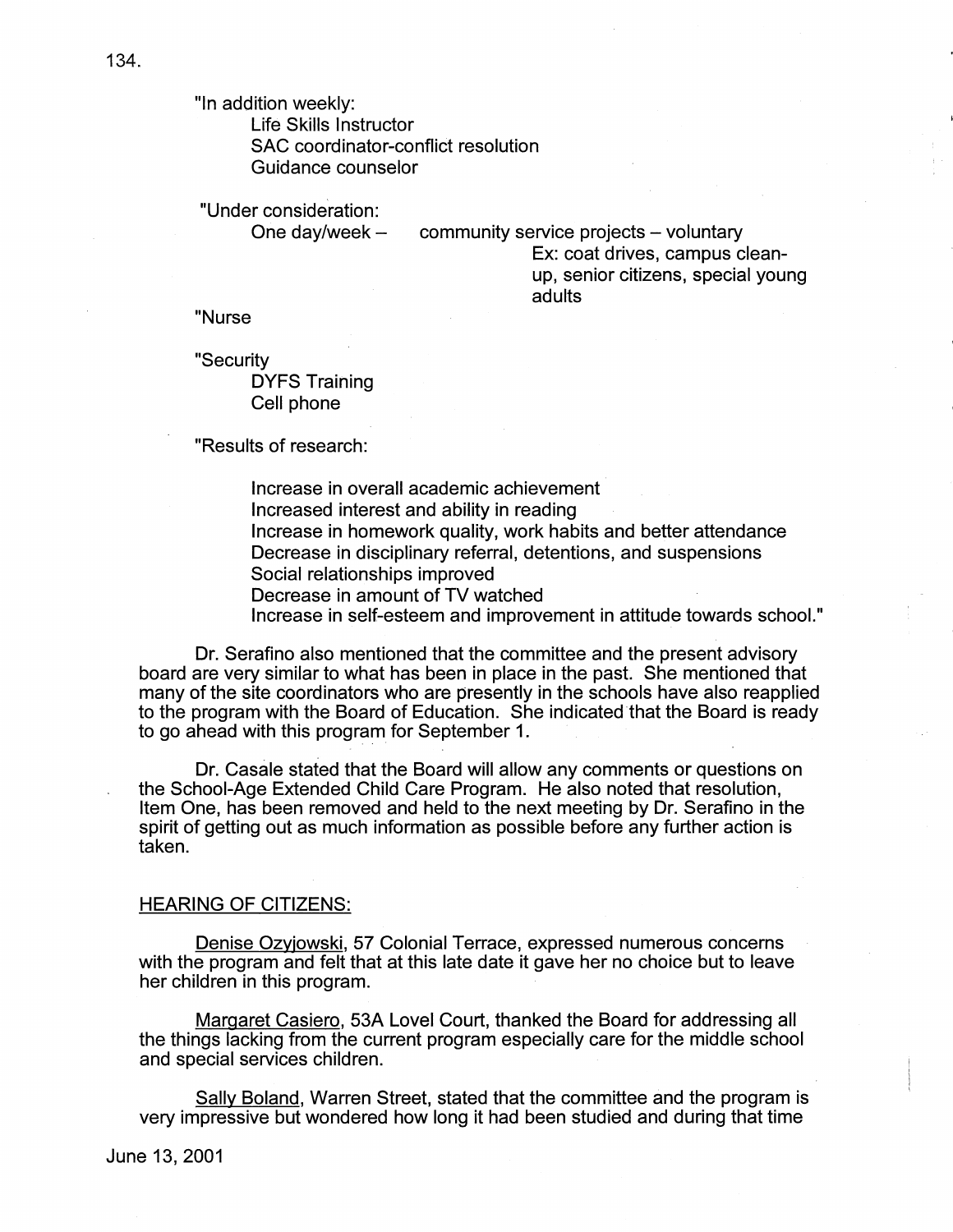"In addition weekly:

Life Skills Instructor
SAC coordinator-conflict resolution
Guidance counselor

"Under consideration:

One day/week – community service projects – voluntary
Ex: coat drives, campus clean-up, senior citizens, special young adults

"Nurse

"Security

DYFS Training
Cell phone

"Results of research:

Increase in overall academic achievement
Increased interest and ability in reading
Increase in homework quality, work habits and better attendance
Decrease in disciplinary referral, detentions, and suspensions
Social relationships improved
Decrease in amount of TV watched
Increase in self-esteem and improvement in attitude towards school."

Dr. Serafino also mentioned that the committee and the present advisory board are very similar to what has been in place in the past. She mentioned that many of the site coordinators who are presently in the schools have also reapplied to the program with the Board of Education. She indicated that the Board is ready to go ahead with this program for September 1.

Dr. Casale stated that the Board will allow any comments or questions on the School-Age Extended Child Care Program. He also noted that resolution, Item One, has been removed and held to the next meeting by Dr. Serafino in the spirit of getting out as much information as possible before any further action is taken.

## HEARING OF CITIZENS:

Denise Ozyjowski, 57 Colonial Terrace, expressed numerous concerns with the program and felt that at this late date it gave her no choice but to leave her children in this program.

Margaret Casiero, 53A Lovel Court, thanked the Board for addressing all the things lacking from the current program especially care for the middle school and special services children.

Sally Boland, Warren Street, stated that the committee and the program is very impressive but wondered how long it had been studied and during that time

June 13, 2001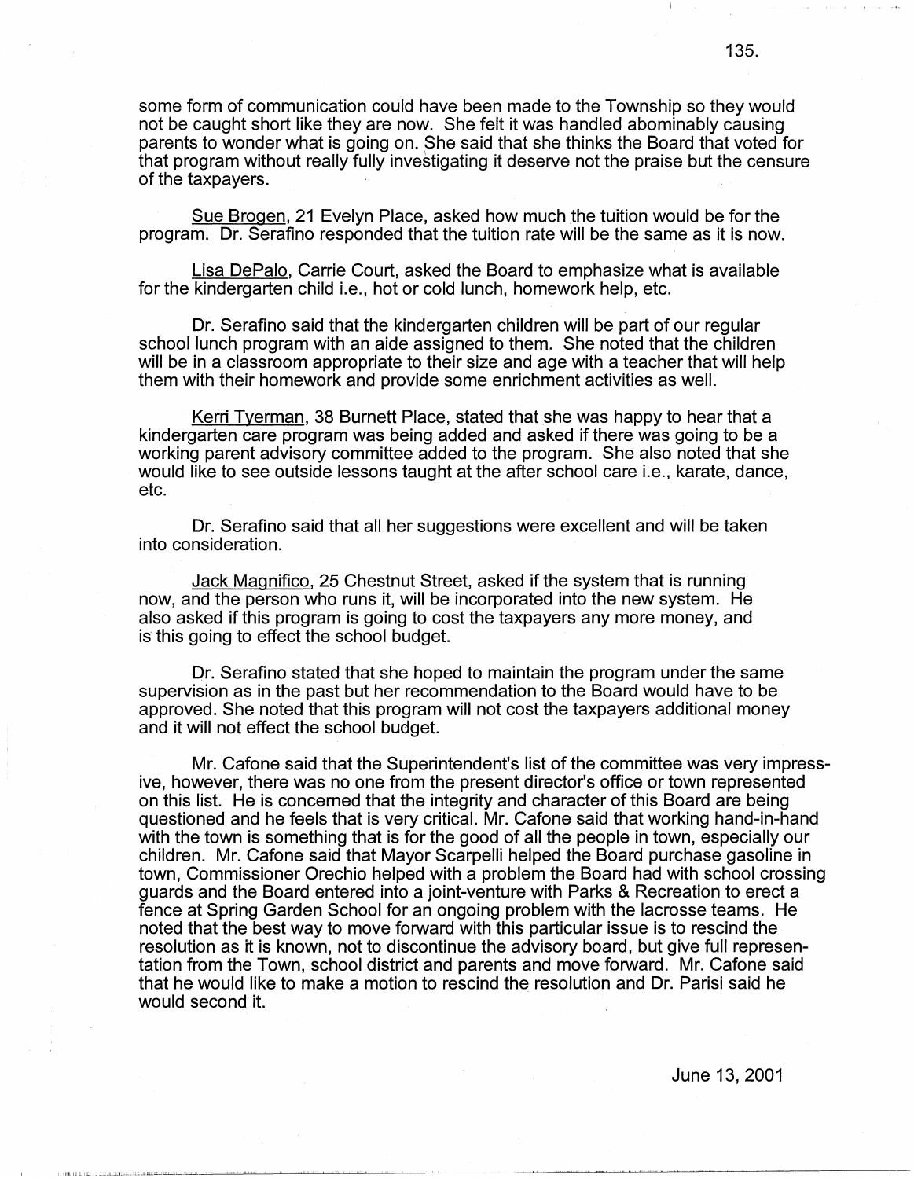some form of communication could have been made to the Township so they would not be caught short like they are now. She felt it was handled abominably causing parents to wonder what is going on. She said that she thinks the Board that voted for that program without really fully investigating it deserve not the praise but the censure of the taxpayers.

Sue Brogen, 21 Evelyn Place, asked how much the tuition would be for the program. Dr. Serafino responded that the tuition rate will be the same as it is now.

Lisa DePalo, Carrie Court, asked the Board to emphasize what is available for the kindergarten child i.e., hot or cold lunch, homework help, etc.

Dr. Serafino said that the kindergarten children will be part of our regular school lunch program with an aide assigned to them. She noted that the children will be in a classroom appropriate to their size and age with a teacher that will help them with their homework and provide some enrichment activities as well.

Kerri Tyerman, 38 Burnett Place, stated that she was happy to hear that a kindergarten care program was being added and asked if there was going to be a working parent advisory committee added to the program. She also noted that she would like to see outside lessons taught at the after school care i.e., karate, dance, etc.

Dr. Serafino said that all her suggestions were excellent and will be taken into consideration.

Jack Magnifico, 25 Chestnut Street, asked if the system that is running now, and the person who runs it, will be incorporated into the new system. He also asked if this program is going to cost the taxpayers any more money, and is this going to effect the school budget.

Dr. Serafino stated that she hoped to maintain the program under the same supervision as in the past but her recommendation to the Board would have to be approved. She noted that this program will not cost the taxpayers additional money and it will not effect the school budget.

Mr. Cafone said that the Superintendent's list of the committee was very impressive, however, there was no one from the present director's office or town represented on this list. He is concerned that the integrity and character of this Board are being questioned and he feels that is very critical. Mr. Cafone said that working hand-in-hand with the town is something that is for the good of all the people in town, especially our children. Mr. Cafone said that Mayor Scarpelli helped the Board purchase gasoline in town, Commissioner Orechio helped with a problem the Board had with school crossing guards and the Board entered into a joint-venture with Parks & Recreation to erect a fence at Spring Garden School for an ongoing problem with the lacrosse teams. He noted that the best way to move forward with this particular issue is to rescind the resolution as it is known, not to discontinue the advisory board, but give full representation from the Town, school district and parents and move forward. Mr. Cafone said that he would like to make a motion to rescind the resolution and Dr. Parisi said he would second it.

June 13, 2001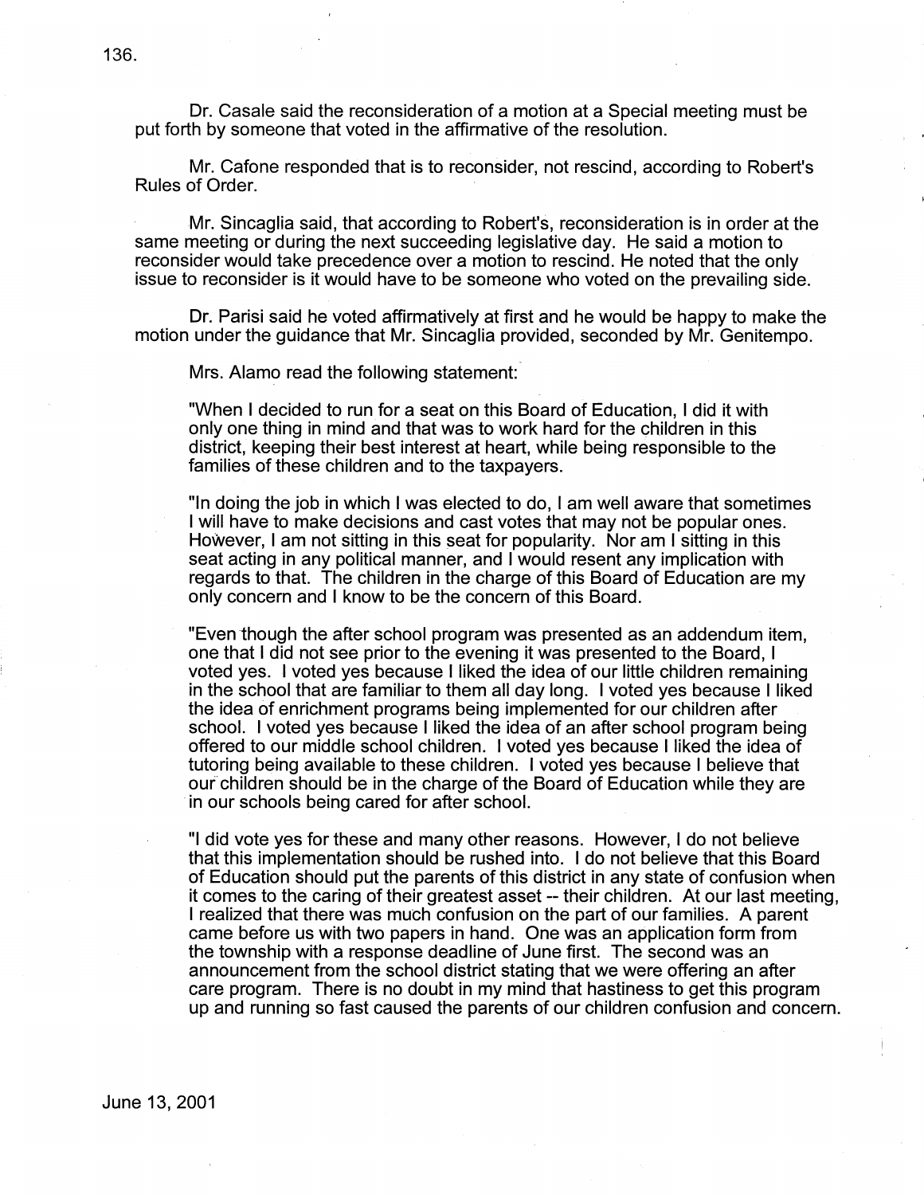Dr. Casale said the reconsideration of a motion at a Special meeting must be put forth by someone that voted in the affirmative of the resolution.

Mr. Cafone responded that is to reconsider, not rescind, according to Robert's Rules of Order.

Mr. Sincaglia said, that according to Robert's, reconsideration is in order at the same meeting or during the next succeeding legislative day. He said a motion to reconsider would take precedence over a motion to rescind. He noted that the only issue to reconsider is it would have to be someone who voted on the prevailing side.

Dr. Parisi said he voted affirmatively at first and he would be happy to make the motion under the guidance that Mr. Sincaglia provided, seconded by Mr. Genitempo.

Mrs. Alamo read the following statement:

"When I decided to run for a seat on this Board of Education, I did it with only one thing in mind and that was to work hard for the children in this district, keeping their best interest at heart, while being responsible to the families of these children and to the taxpayers.

"In doing the job in which I was elected to do, I am well aware that sometimes I will have to make decisions and cast votes that may not be popular ones. However, I am not sitting in this seat for popularity. Nor am I sitting in this seat acting in any political manner, and I would resent any implication with regards to that. The children in the charge of this Board of Education are my only concern and I know to be the concern of this Board.

"Even though the after school program was presented as an addendum item, one that I did not see prior to the evening it was presented to the Board, I voted yes. I voted yes because I liked the idea of our little children remaining in the school that are familiar to them all day long. I voted yes because I liked the idea of enrichment programs being implemented for our children after school. I voted yes because I liked the idea of an after school program being offered to our middle school children. I voted yes because I liked the idea of tutoring being available to these children. I voted yes because I believe that our children should be in the charge of the Board of Education while they are in our schools being cared for after school.

"I did vote yes for these and many other reasons. However, I do not believe that this implementation should be rushed into. I do not believe that this Board of Education should put the parents of this district in any state of confusion when it comes to the caring of their greatest asset -- their children. At our last meeting, I realized that there was much confusion on the part of our families. A parent came before us with two papers in hand. One was an application form from the township with a response deadline of June first. The second was an announcement from the school district stating that we were offering an after care program. There is no doubt in my mind that hastiness to get this program up and running so fast caused the parents of our children confusion and concern.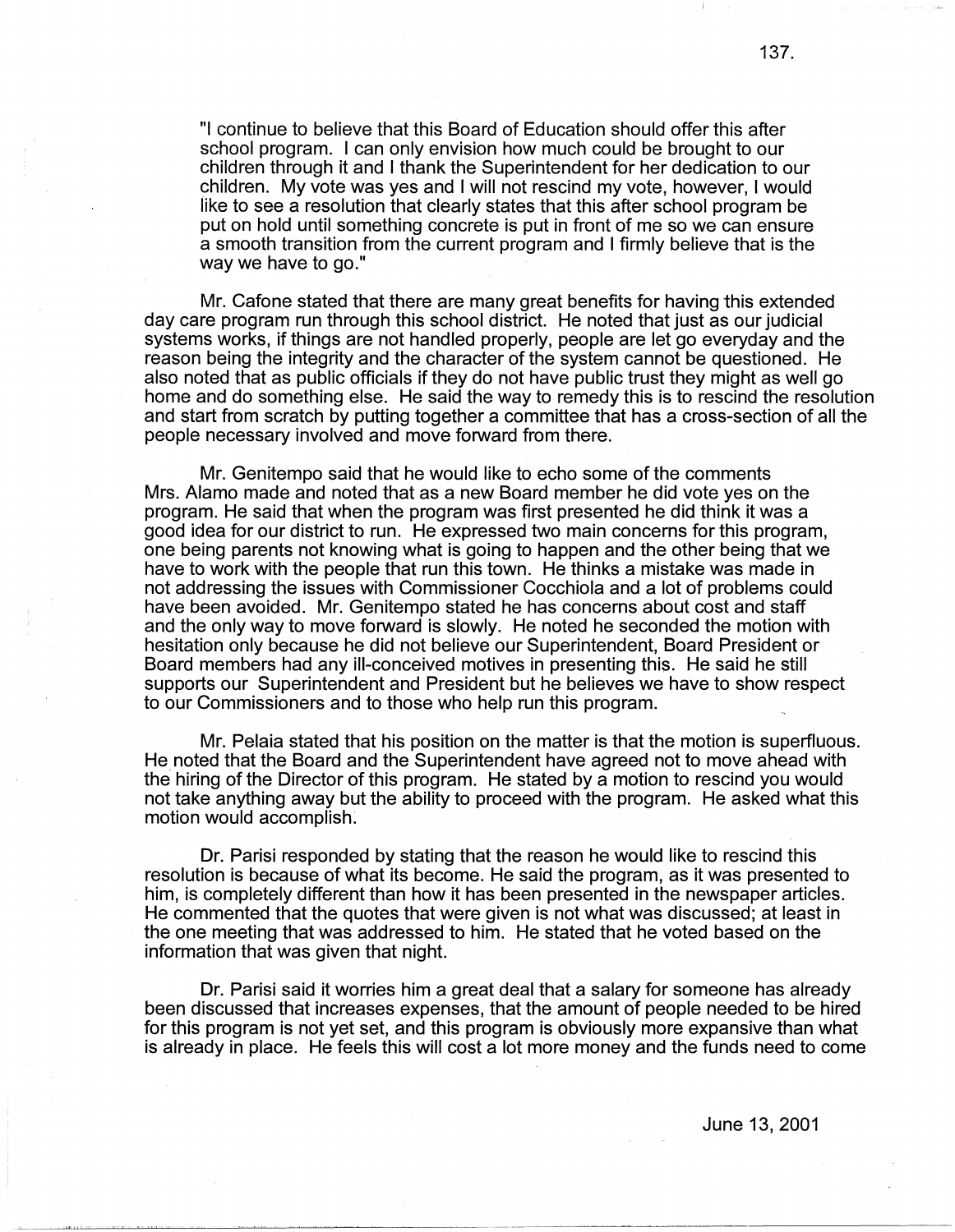"I continue to believe that this Board of Education should offer this after school program. I can only envision how much could be brought to our children through it and I thank the Superintendent for her dedication to our children. My vote was yes and I will not rescind my vote, however, I would like to see a resolution that clearly states that this after school program be put on hold until something concrete is put in front of me so we can ensure a smooth transition from the current program and I firmly believe that is the way we have to go."

Mr. Cafone stated that there are many great benefits for having this extended day care program run through this school district. He noted that just as our judicial systems works, if things are not handled properly, people are let go everyday and the reason being the integrity and the character of the system cannot be questioned. He also noted that as public officials if they do not have public trust they might as well go home and do something else. He said the way to remedy this is to rescind the resolution and start from scratch by putting together a committee that has a cross-section of all the people necessary involved and move forward from there.

Mr. Genitempo said that he would like to echo some of the comments Mrs. Alamo made and noted that as a new Board member he did vote yes on the program. He said that when the program was first presented he did think it was a good idea for our district to run. He expressed two main concerns for this program, one being parents not knowing what is going to happen and the other being that we have to work with the people that run this town. He thinks a mistake was made in not addressing the issues with Commissioner Cocchiola and a lot of problems could have been avoided. Mr. Genitempo stated he has concerns about cost and staff and the only way to move forward is slowly. He noted he seconded the motion with hesitation only because he did not believe our Superintendent, Board President or Board members had any ill-conceived motives in presenting this. He said he still supports our Superintendent and President but he believes we have to show respect to our Commissioners and to those who help run this program.

Mr. Pelaia stated that his position on the matter is that the motion is superfluous. He noted that the Board and the Superintendent have agreed not to move ahead with the hiring of the Director of this program. He stated by a motion to rescind you would not take anything away but the ability to proceed with the program. He asked what this motion would accomplish.

Dr. Parisi responded by stating that the reason he would like to rescind this resolution is because of what its become. He said the program, as it was presented to him, is completely different than how it has been presented in the newspaper articles. He commented that the quotes that were given is not what was discussed; at least in the one meeting that was addressed to him. He stated that he voted based on the information that was given that night.

Dr. Parisi said it worries him a great deal that a salary for someone has already been discussed that increases expenses, that the amount of people needed to be hired for this program is not yet set, and this program is obviously more expansive than what is already in place. He feels this will cost a lot more money and the funds need to come

June 13, 2001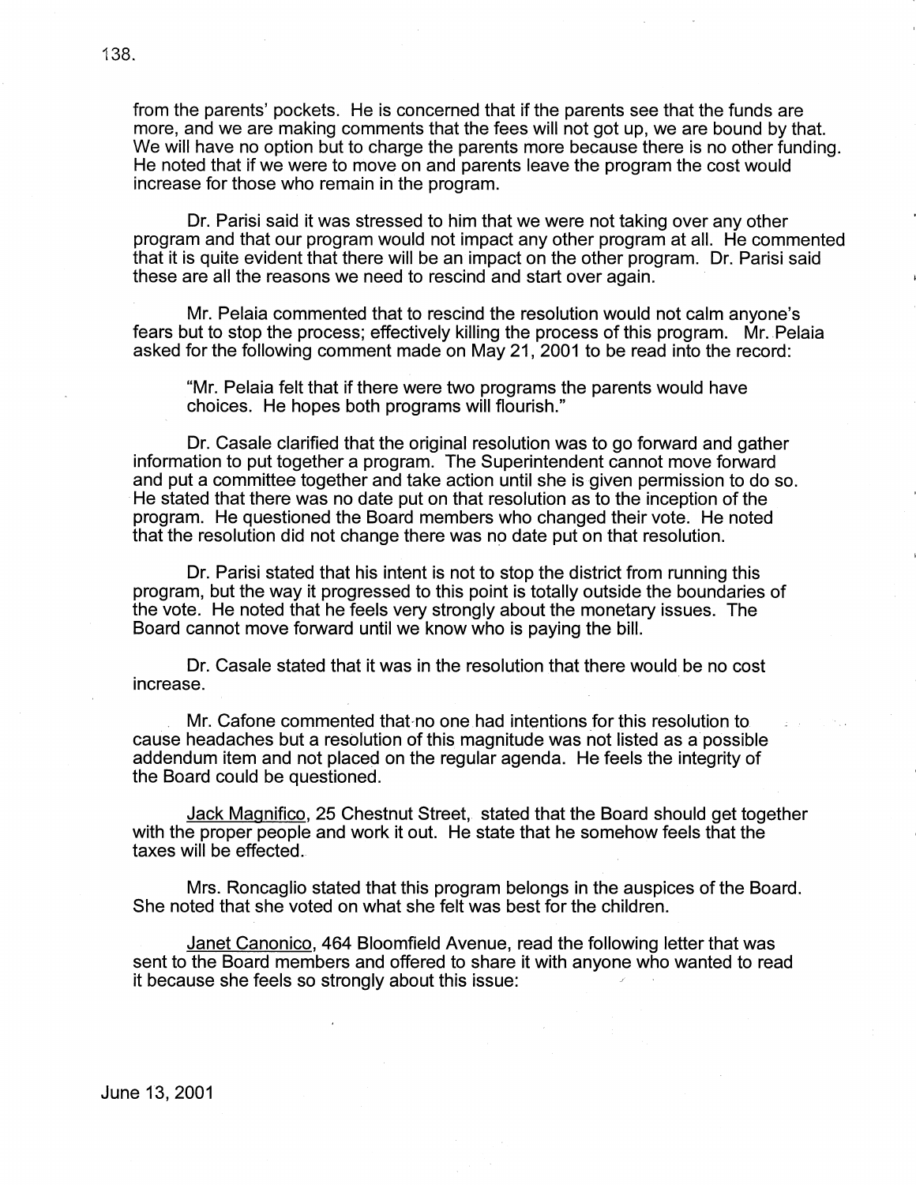from the parents' pockets. He is concerned that if the parents see that the funds are more, and we are making comments that the fees will not got up, we are bound by that. We will have no option but to charge the parents more because there is no other funding. He noted that if we were to move on and parents leave the program the cost would increase for those who remain in the program.

Dr. Parisi said it was stressed to him that we were not taking over any other program and that our program would not impact any other program at all. He commented that it is quite evident that there will be an impact on the other program. Dr. Parisi said these are all the reasons we need to rescind and start over again.

Mr. Pelaia commented that to rescind the resolution would not calm anyone's fears but to stop the process; effectively killing the process of this program. Mr. Pelaia asked for the following comment made on May 21, 2001 to be read into the record:

"Mr. Pelaia felt that if there were two programs the parents would have choices. He hopes both programs will flourish."

Dr. Casale clarified that the original resolution was to go forward and gather information to put together a program. The Superintendent cannot move forward and put a committee together and take action until she is given permission to do so. He stated that there was no date put on that resolution as to the inception of the program. He questioned the Board members who changed their vote. He noted that the resolution did not change there was no date put on that resolution.

Dr. Parisi stated that his intent is not to stop the district from running this program, but the way it progressed to this point is totally outside the boundaries of the vote. He noted that he feels very strongly about the monetary issues. The Board cannot move forward until we know who is paying the bill.

Dr. Casale stated that it was in the resolution that there would be no cost increase.

Mr. Cafone commented that no one had intentions for this resolution to cause headaches but a resolution of this magnitude was not listed as a possible addendum item and not placed on the regular agenda. He feels the integrity of the Board could be questioned.

Jack Magnifico, 25 Chestnut Street, stated that the Board should get together with the proper people and work it out. He state that he somehow feels that the taxes will be effected.

Mrs. Roncaglio stated that this program belongs in the auspices of the Board. She noted that she voted on what she felt was best for the children.

Janet Canonico, 464 Bloomfield Avenue, read the following letter that was sent to the Board members and offered to share it with anyone who wanted to read it because she feels so strongly about this issue: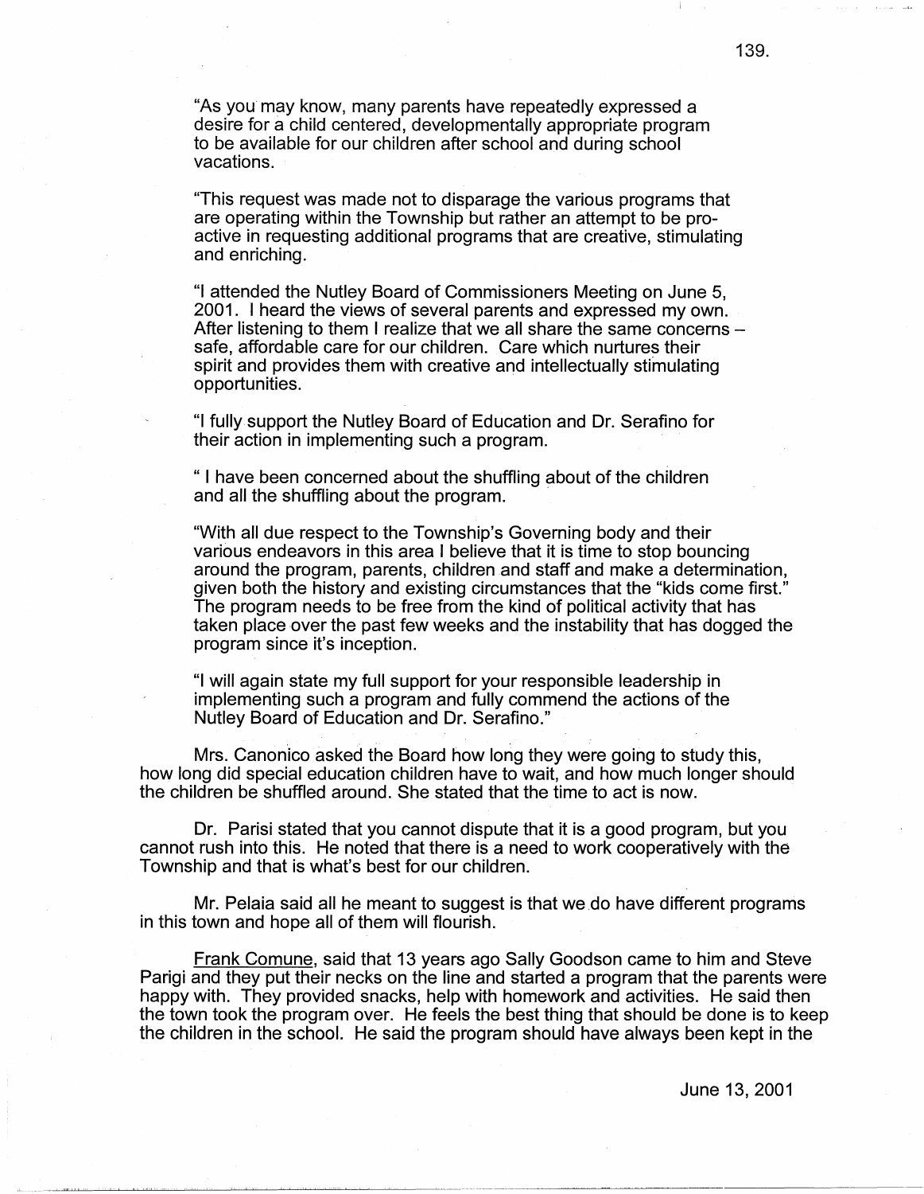"As you may know, many parents have repeatedly expressed a desire for a child centered, developmentally appropriate program to be available for our children after school and during school vacations.

"This request was made not to disparage the various programs that are operating within the Township but rather an attempt to be pro-active in requesting additional programs that are creative, stimulating and enriching.

"I attended the Nutley Board of Commissioners Meeting on June 5, 2001. I heard the views of several parents and expressed my own. After listening to them I realize that we all share the same concerns – safe, affordable care for our children. Care which nurtures their spirit and provides them with creative and intellectually stimulating opportunities.

"I fully support the Nutley Board of Education and Dr. Serafino for their action in implementing such a program.

" I have been concerned about the shuffling about of the children and all the shuffling about the program.

"With all due respect to the Township's Governing body and their various endeavors in this area I believe that it is time to stop bouncing around the program, parents, children and staff and make a determination, given both the history and existing circumstances that the "kids come first." The program needs to be free from the kind of political activity that has taken place over the past few weeks and the instability that has dogged the program since it's inception.

"I will again state my full support for your responsible leadership in implementing such a program and fully commend the actions of the Nutley Board of Education and Dr. Serafino."

Mrs. Canonico asked the Board how long they were going to study this, how long did special education children have to wait, and how much longer should the children be shuffled around. She stated that the time to act is now.

Dr. Parisi stated that you cannot dispute that it is a good program, but you cannot rush into this. He noted that there is a need to work cooperatively with the Township and that is what's best for our children.

Mr. Pelaia said all he meant to suggest is that we do have different programs in this town and hope all of them will flourish.

Frank Comune, said that 13 years ago Sally Goodson came to him and Steve Parigi and they put their necks on the line and started a program that the parents were happy with. They provided snacks, help with homework and activities. He said then the town took the program over. He feels the best thing that should be done is to keep the children in the school. He said the program should have always been kept in the

June 13, 2001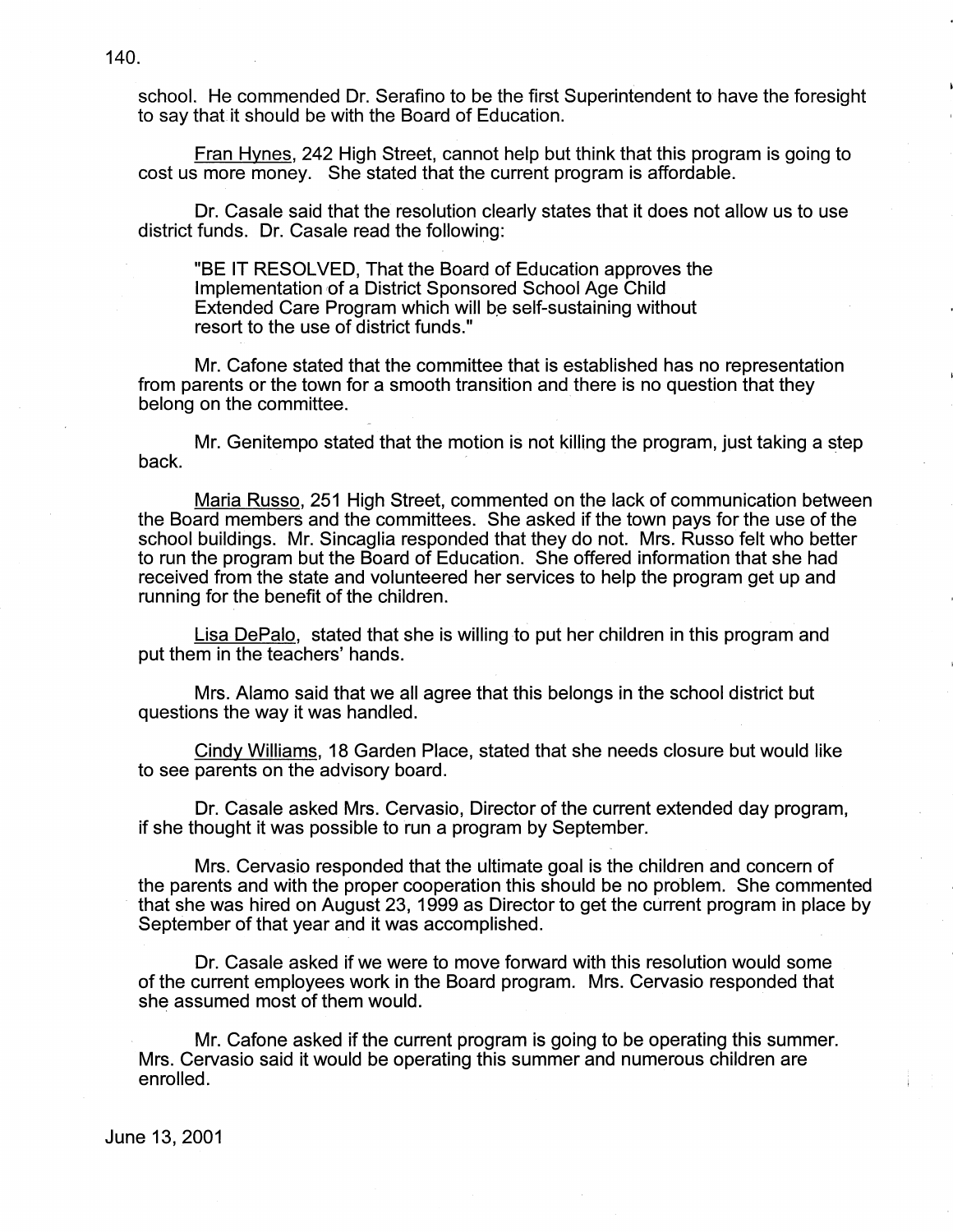school. He commended Dr. Serafino to be the first Superintendent to have the foresight to say that it should be with the Board of Education.

Fran Hynes, 242 High Street, cannot help but think that this program is going to cost us more money. She stated that the current program is affordable.

Dr. Casale said that the resolution clearly states that it does not allow us to use district funds. Dr. Casale read the following:

> "BE IT RESOLVED, That the Board of Education approves the Implementation of a District Sponsored School Age Child Extended Care Program which will be self-sustaining without resort to the use of district funds."

Mr. Cafone stated that the committee that is established has no representation from parents or the town for a smooth transition and there is no question that they belong on the committee.

Mr. Genitempo stated that the motion is not killing the program, just taking a step back.

Maria Russo, 251 High Street, commented on the lack of communication between the Board members and the committees. She asked if the town pays for the use of the school buildings. Mr. Sincaglia responded that they do not. Mrs. Russo felt who better to run the program but the Board of Education. She offered information that she had received from the state and volunteered her services to help the program get up and running for the benefit of the children.

Lisa DePalo, stated that she is willing to put her children in this program and put them in the teachers' hands.

Mrs. Alamo said that we all agree that this belongs in the school district but questions the way it was handled.

Cindy Williams, 18 Garden Place, stated that she needs closure but would like to see parents on the advisory board.

Dr. Casale asked Mrs. Cervasio, Director of the current extended day program, if she thought it was possible to run a program by September.

Mrs. Cervasio responded that the ultimate goal is the children and concern of the parents and with the proper cooperation this should be no problem. She commented that she was hired on August 23, 1999 as Director to get the current program in place by September of that year and it was accomplished.

Dr. Casale asked if we were to move forward with this resolution would some of the current employees work in the Board program. Mrs. Cervasio responded that she assumed most of them would.

Mr. Cafone asked if the current program is going to be operating this summer. Mrs. Cervasio said it would be operating this summer and numerous children are enrolled.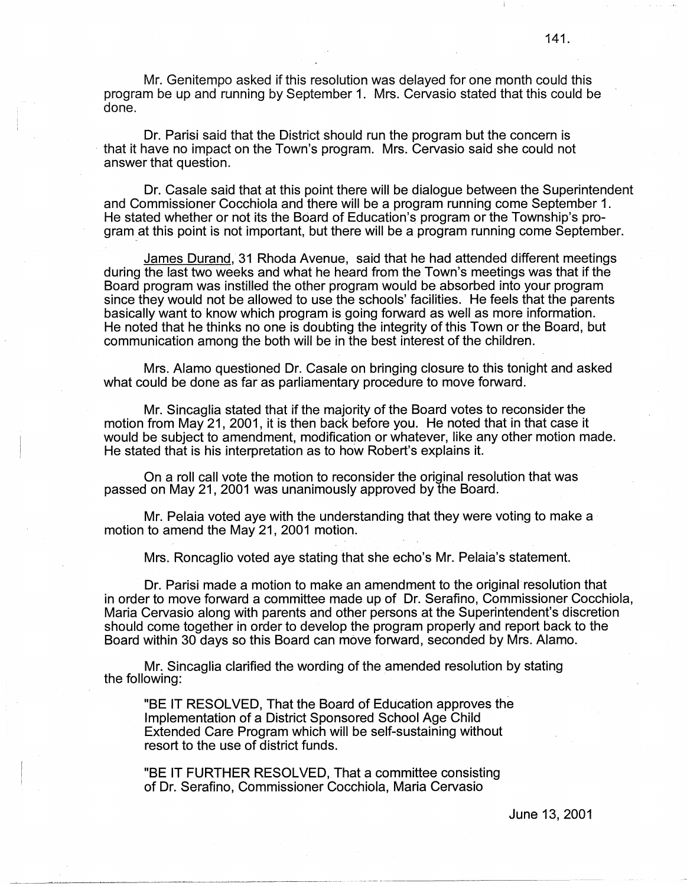Mr. Genitempo asked if this resolution was delayed for one month could this program be up and running by September 1. Mrs. Cervasio stated that this could be done.

Dr. Parisi said that the District should run the program but the concern is that it have no impact on the Town's program. Mrs. Cervasio said she could not answer that question.

Dr. Casale said that at this point there will be dialogue between the Superintendent and Commissioner Cocchiola and there will be a program running come September 1. He stated whether or not its the Board of Education's program or the Township's program at this point is not important, but there will be a program running come September.

James Durand, 31 Rhoda Avenue, said that he had attended different meetings during the last two weeks and what he heard from the Town's meetings was that if the Board program was instilled the other program would be absorbed into your program since they would not be allowed to use the schools' facilities. He feels that the parents basically want to know which program is going forward as well as more information. He noted that he thinks no one is doubting the integrity of this Town or the Board, but communication among the both will be in the best interest of the children.

Mrs. Alamo questioned Dr. Casale on bringing closure to this tonight and asked what could be done as far as parliamentary procedure to move forward.

Mr. Sincaglia stated that if the majority of the Board votes to reconsider the motion from May 21, 2001, it is then back before you. He noted that in that case it would be subject to amendment, modification or whatever, like any other motion made. He stated that is his interpretation as to how Robert's explains it.

On a roll call vote the motion to reconsider the original resolution that was passed on May 21, 2001 was unanimously approved by the Board.

Mr. Pelaia voted aye with the understanding that they were voting to make a motion to amend the May 21, 2001 motion.

Mrs. Roncaglio voted aye stating that she echo's Mr. Pelaia's statement.

Dr. Parisi made a motion to make an amendment to the original resolution that in order to move forward a committee made up of Dr. Serafino, Commissioner Cocchiola, Maria Cervasio along with parents and other persons at the Superintendent's discretion should come together in order to develop the program properly and report back to the Board within 30 days so this Board can move forward, seconded by Mrs. Alamo.

Mr. Sincaglia clarified the wording of the amended resolution by stating the following:

> "BE IT RESOLVED, That the Board of Education approves the Implementation of a District Sponsored School Age Child Extended Care Program which will be self-sustaining without resort to the use of district funds.
>
> "BE IT FURTHER RESOLVED, That a committee consisting of Dr. Serafino, Commissioner Cocchiola, Maria Cervasio

June 13, 2001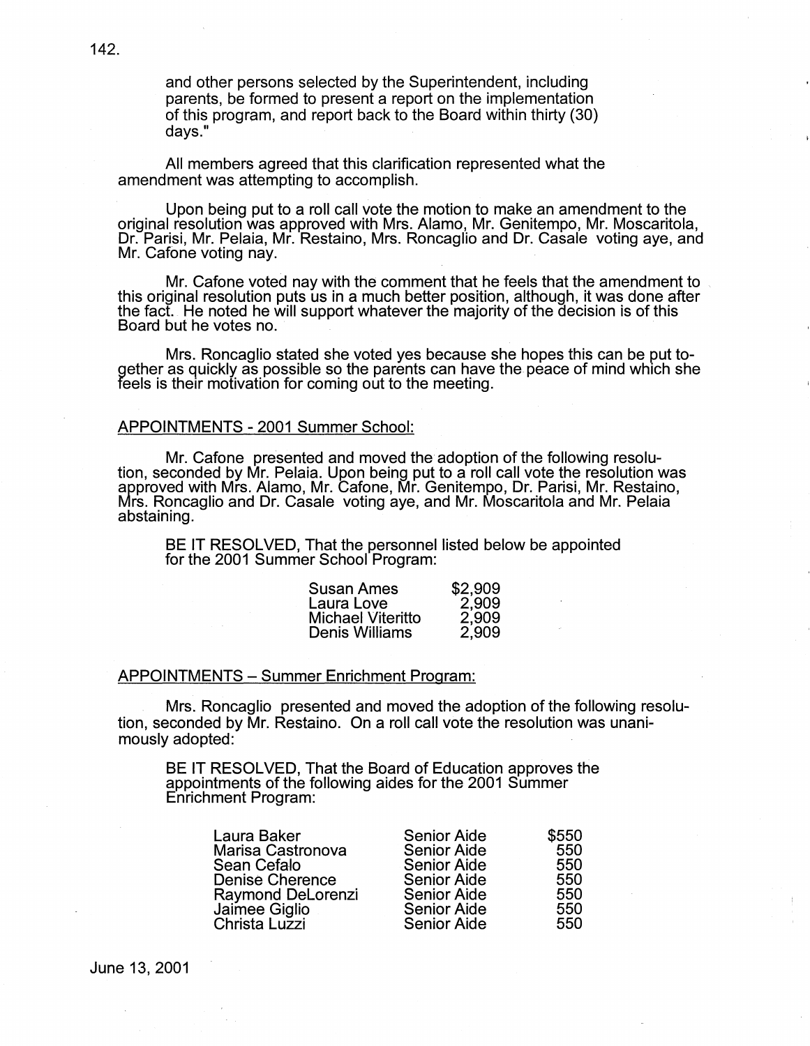and other persons selected by the Superintendent, including parents, be formed to present a report on the implementation of this program, and report back to the Board within thirty (30) days."

All members agreed that this clarification represented what the amendment was attempting to accomplish.

Upon being put to a roll call vote the motion to make an amendment to the original resolution was approved with Mrs. Alamo, Mr. Genitempo, Mr. Moscaritola, Dr. Parisi, Mr. Pelaia, Mr. Restaino, Mrs. Roncaglio and Dr. Casale voting aye, and Mr. Cafone voting nay.

Mr. Cafone voted nay with the comment that he feels that the amendment to this original resolution puts us in a much better position, although, it was done after the fact. He noted he will support whatever the majority of the decision is of this Board but he votes no.

Mrs. Roncaglio stated she voted yes because she hopes this can be put together as quickly as possible so the parents can have the peace of mind which she feels is their motivation for coming out to the meeting.

## APPOINTMENTS - 2001 Summer School:

Mr. Cafone presented and moved the adoption of the following resolution, seconded by Mr. Pelaia. Upon being put to a roll call vote the resolution was approved with Mrs. Alamo, Mr. Cafone, Mr. Genitempo, Dr. Parisi, Mr. Restaino, Mrs. Roncaglio and Dr. Casale voting aye, and Mr. Moscaritola and Mr. Pelaia abstaining.

BE IT RESOLVED, That the personnel listed below be appointed for the 2001 Summer School Program:

| | |
|---|---|
| Susan Ames | $2,909 |
| Laura Love | 2,909 |
| Michael Viteritto | 2,909 |
| Denis Williams | 2,909 |

## APPOINTMENTS – Summer Enrichment Program:

Mrs. Roncaglio presented and moved the adoption of the following resolution, seconded by Mr. Restaino. On a roll call vote the resolution was unanimously adopted:

BE IT RESOLVED, That the Board of Education approves the appointments of the following aides for the 2001 Summer Enrichment Program:

| | | |
|---|---|---|
| Laura Baker | Senior Aide | $550 |
| Marisa Castronova | Senior Aide | 550 |
| Sean Cefalo | Senior Aide | 550 |
| Denise Cherence | Senior Aide | 550 |
| Raymond DeLorenzi | Senior Aide | 550 |
| Jaimee Giglio | Senior Aide | 550 |
| Christa Luzzi | Senior Aide | 550 |

June 13, 2001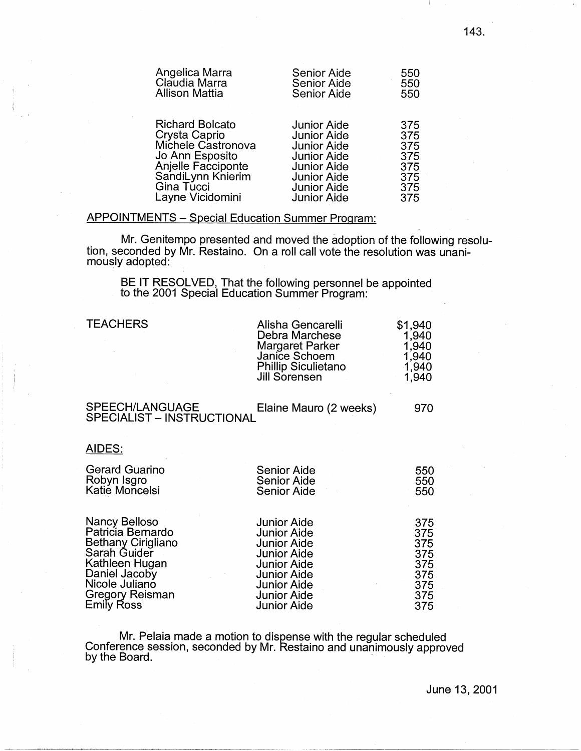| | | |
|---|---|---|
| Angelica Marra | Senior Aide | 550 |
| Claudia Marra | Senior Aide | 550 |
| Allison Mattia | Senior Aide | 550 |

| | | |
|---|---|---|
| Richard Bolcato | Junior Aide | 375 |
| Crysta Caprio | Junior Aide | 375 |
| Michele Castronova | Junior Aide | 375 |
| Jo Ann Esposito | Junior Aide | 375 |
| Anjelle Facciponte | Junior Aide | 375 |
| SandiLynn Knierim | Junior Aide | 375 |
| Gina Tucci | Junior Aide | 375 |
| Layne Vicidomini | Junior Aide | 375 |

APPOINTMENTS – Special Education Summer Program:

Mr. Genitempo presented and moved the adoption of the following resolution, seconded by Mr. Restaino. On a roll call vote the resolution was unanimously adopted:

BE IT RESOLVED, That the following personnel be appointed to the 2001 Special Education Summer Program:

| | | |
|---|---|---|
| TEACHERS | Alisha Gencarelli | $1,940 |
| | Debra Marchese | 1,940 |
| | Margaret Parker | 1,940 |
| | Janice Schoem | 1,940 |
| | Phillip Siculietano | 1,940 |
| | Jill Sorensen | 1,940 |
| SPEECH/LANGUAGE SPECIALIST – INSTRUCTIONAL | Elaine Mauro (2 weeks) | 970 |

AIDES:

| | | |
|---|---|---|
| Gerard Guarino | Senior Aide | 550 |
| Robyn Isgro | Senior Aide | 550 |
| Katie Moncelsi | Senior Aide | 550 |

| | | |
|---|---|---|
| Nancy Belloso | Junior Aide | 375 |
| Patricia Bernardo | Junior Aide | 375 |
| Bethany Cirigliano | Junior Aide | 375 |
| Sarah Guider | Junior Aide | 375 |
| Kathleen Hugan | Junior Aide | 375 |
| Daniel Jacoby | Junior Aide | 375 |
| Nicole Juliano | Junior Aide | 375 |
| Gregory Reisman | Junior Aide | 375 |
| Emily Ross | Junior Aide | 375 |

Mr. Pelaia made a motion to dispense with the regular scheduled Conference session, seconded by Mr. Restaino and unanimously approved by the Board.

June 13, 2001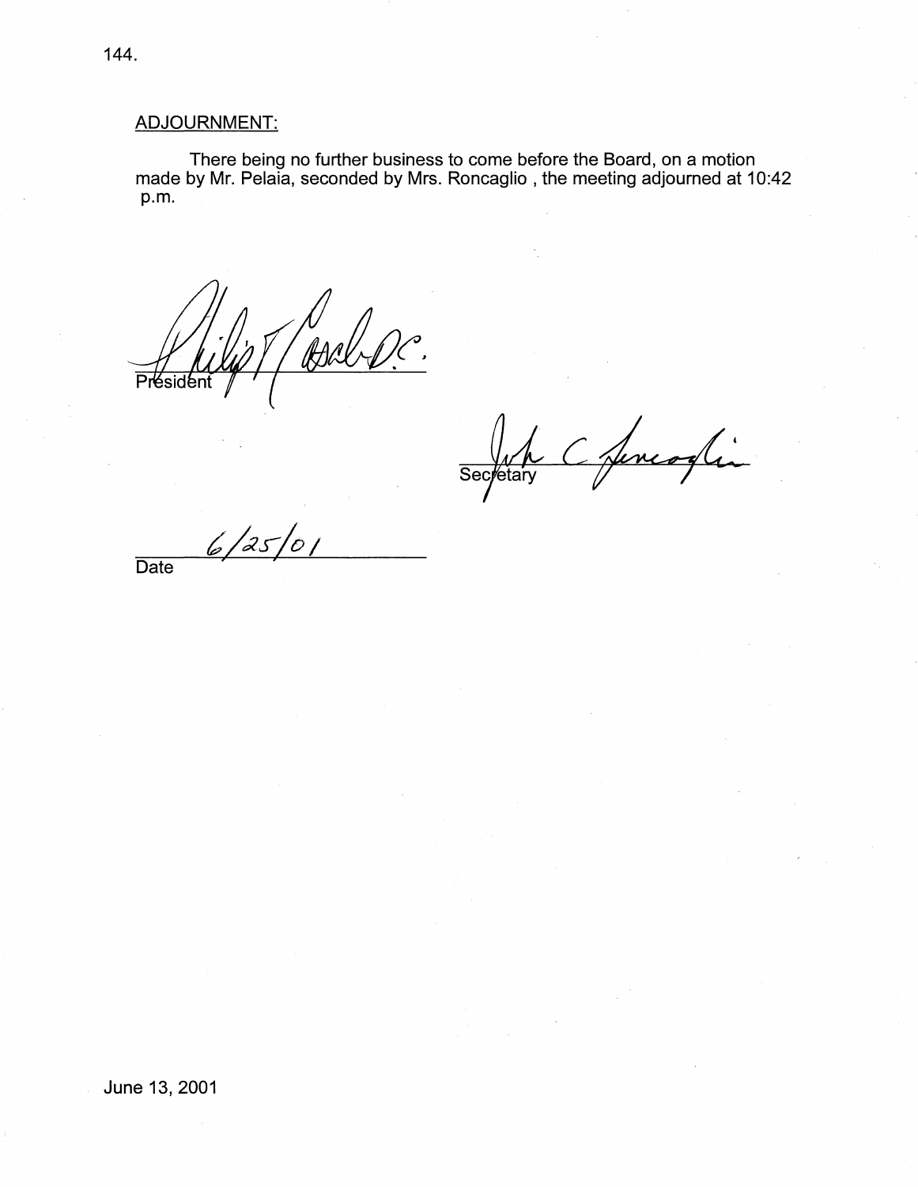## ADJOURNMENT:

There being no further business to come before the Board, on a motion made by Mr. Pelaia, seconded by Mrs. Roncaglio , the meeting adjourned at 10:42 p.m.

President

Secretary

6/25/01
Date

June 13, 2001